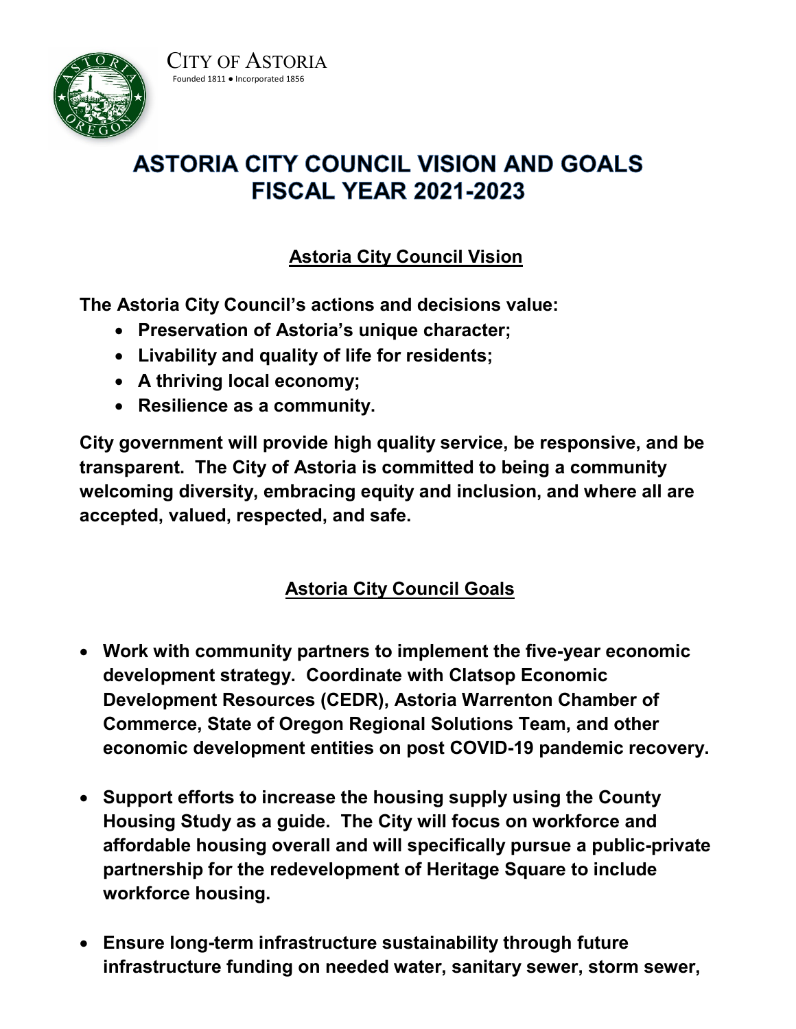CITY OF ASTORIA

Founded 1811 ● Incorporated 1856

# ASTORIA CITY COUNCIL VISION AND GOALS FISCAL YEAR 2021-2023

## Astoria City Council Vision

**The Astoria City Council's actions and decisions value:**

- **Preservation of Astoria's unique character;**
- **Livability and quality of life for residents;**
- **A thriving local economy;**
- **Resilience as a community.**

**City government will provide high quality service, be responsive, and be transparent. The City of Astoria is committed to being a community welcoming diversity, embracing equity and inclusion, and where all are accepted, valued, respected, and safe.**

## Astoria City Council Goals

- **Work with community partners to implement the five-year economic development strategy. Coordinate with Clatsop Economic Development Resources (CEDR), Astoria Warrenton Chamber of Commerce, State of Oregon Regional Solutions Team, and other economic development entities on post COVID-19 pandemic recovery.**

- **Support efforts to increase the housing supply using the County Housing Study as a guide. The City will focus on workforce and affordable housing overall and will specifically pursue a public-private partnership for the redevelopment of Heritage Square to include workforce housing.**

- **Ensure long-term infrastructure sustainability through future infrastructure funding on needed water, sanitary sewer, storm sewer,**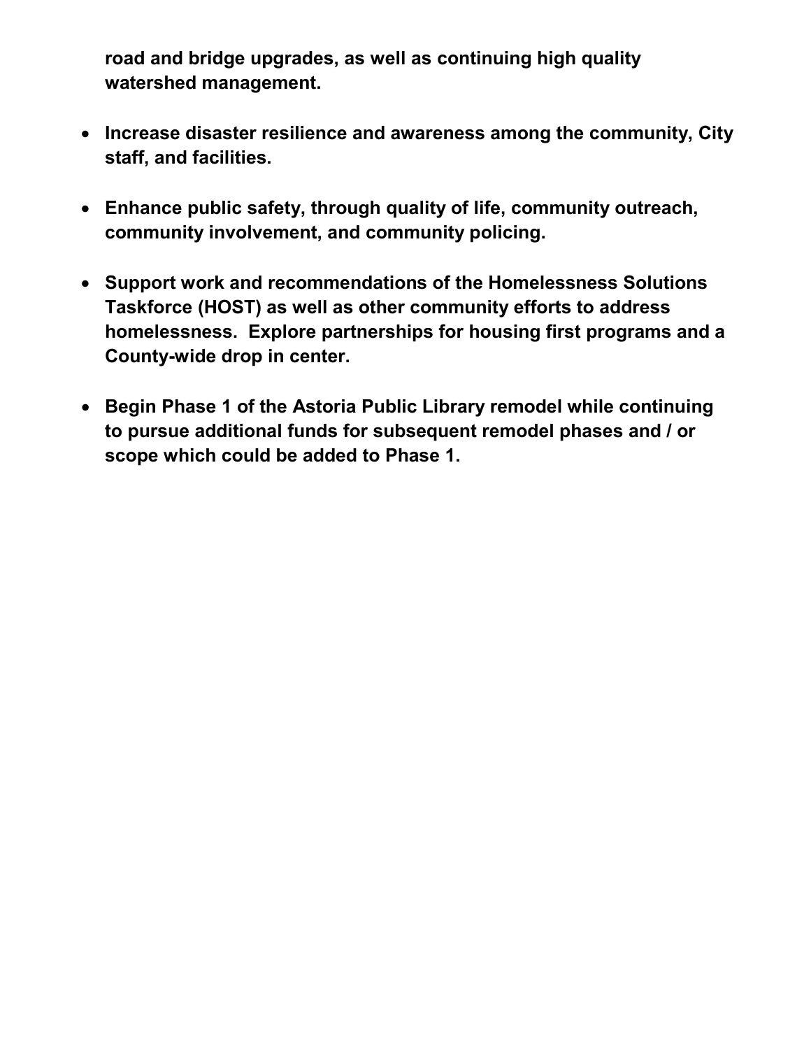**road and bridge upgrades, as well as continuing high quality watershed management.**

- **Increase disaster resilience and awareness among the community, City staff, and facilities.**

- **Enhance public safety, through quality of life, community outreach, community involvement, and community policing.**

- **Support work and recommendations of the Homelessness Solutions Taskforce (HOST) as well as other community efforts to address homelessness. Explore partnerships for housing first programs and a County-wide drop in center.**

- **Begin Phase 1 of the Astoria Public Library remodel while continuing to pursue additional funds for subsequent remodel phases and / or scope which could be added to Phase 1.**